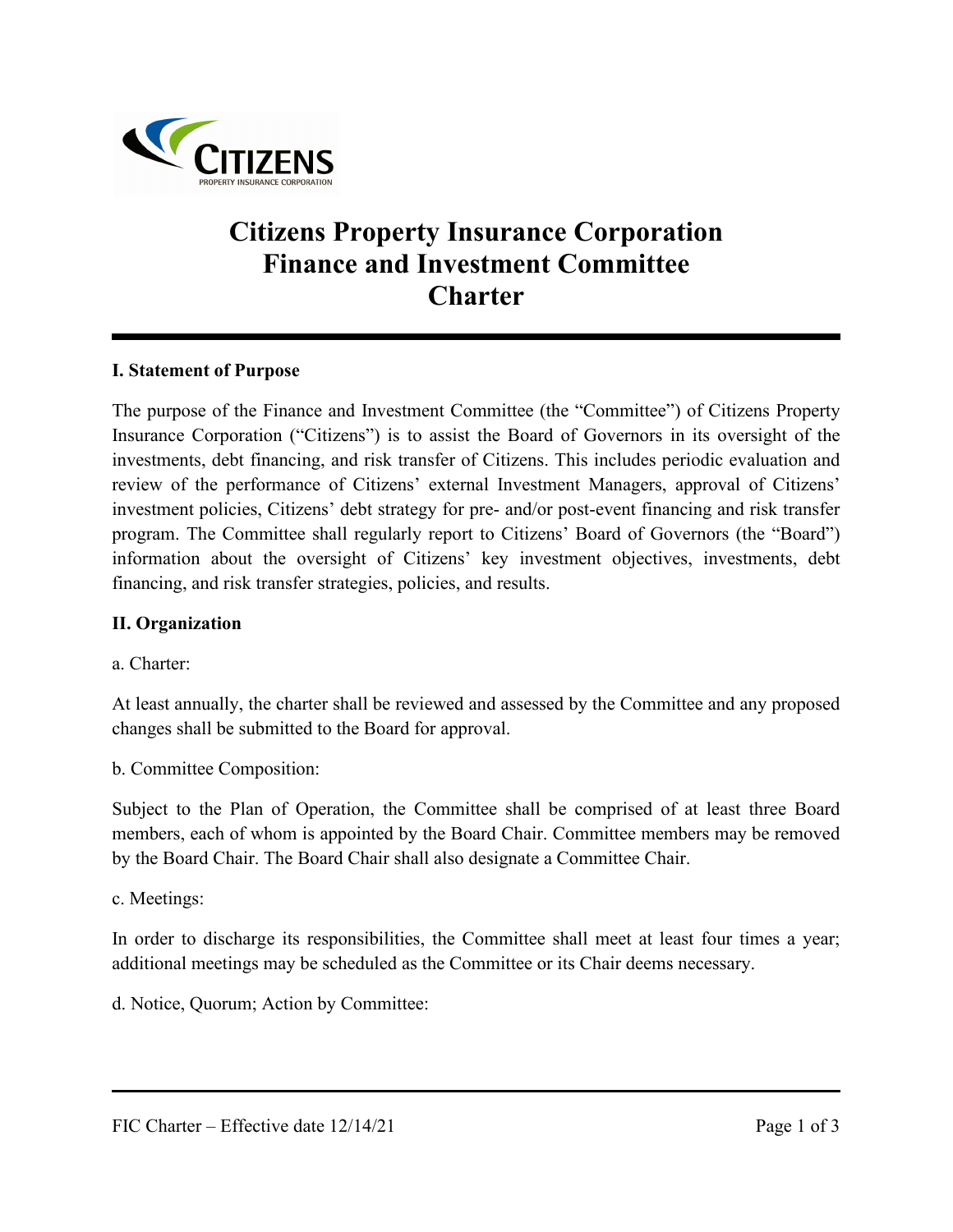# Citizens Property Insurance Corporation Finance and Investment Committee Charter

**I. Statement of Purpose**

The purpose of the Finance and Investment Committee (the "Committee") of Citizens Property Insurance Corporation ("Citizens") is to assist the Board of Governors in its oversight of the investments, debt financing, and risk transfer of Citizens. This includes periodic evaluation and review of the performance of Citizens' external Investment Managers, approval of Citizens' investment policies, Citizens' debt strategy for pre- and/or post-event financing and risk transfer program. The Committee shall regularly report to Citizens' Board of Governors (the "Board") information about the oversight of Citizens' key investment objectives, investments, debt financing, and risk transfer strategies, policies, and results.

**II. Organization**

a. Charter:

At least annually, the charter shall be reviewed and assessed by the Committee and any proposed changes shall be submitted to the Board for approval.

b. Committee Composition:

Subject to the Plan of Operation, the Committee shall be comprised of at least three Board members, each of whom is appointed by the Board Chair. Committee members may be removed by the Board Chair. The Board Chair shall also designate a Committee Chair.

c. Meetings:

In order to discharge its responsibilities, the Committee shall meet at least four times a year; additional meetings may be scheduled as the Committee or its Chair deems necessary.

d. Notice, Quorum; Action by Committee: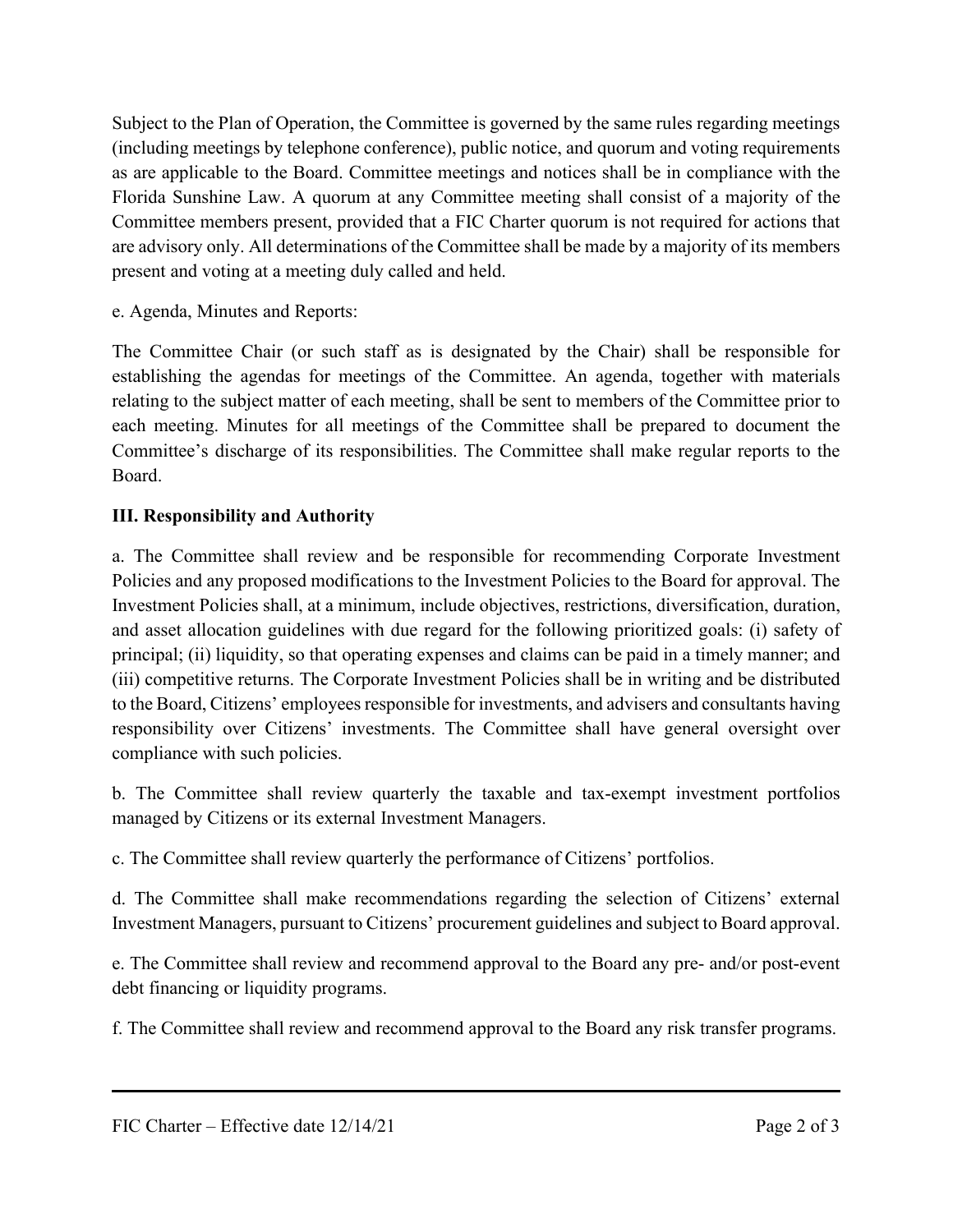Subject to the Plan of Operation, the Committee is governed by the same rules regarding meetings (including meetings by telephone conference), public notice, and quorum and voting requirements as are applicable to the Board. Committee meetings and notices shall be in compliance with the Florida Sunshine Law. A quorum at any Committee meeting shall consist of a majority of the Committee members present, provided that a FIC Charter quorum is not required for actions that are advisory only. All determinations of the Committee shall be made by a majority of its members present and voting at a meeting duly called and held.

e. Agenda, Minutes and Reports:

The Committee Chair (or such staff as is designated by the Chair) shall be responsible for establishing the agendas for meetings of the Committee. An agenda, together with materials relating to the subject matter of each meeting, shall be sent to members of the Committee prior to each meeting. Minutes for all meetings of the Committee shall be prepared to document the Committee's discharge of its responsibilities. The Committee shall make regular reports to the Board.

**III. Responsibility and Authority**

a. The Committee shall review and be responsible for recommending Corporate Investment Policies and any proposed modifications to the Investment Policies to the Board for approval. The Investment Policies shall, at a minimum, include objectives, restrictions, diversification, duration, and asset allocation guidelines with due regard for the following prioritized goals: (i) safety of principal; (ii) liquidity, so that operating expenses and claims can be paid in a timely manner; and (iii) competitive returns. The Corporate Investment Policies shall be in writing and be distributed to the Board, Citizens' employees responsible for investments, and advisers and consultants having responsibility over Citizens' investments. The Committee shall have general oversight over compliance with such policies.

b. The Committee shall review quarterly the taxable and tax-exempt investment portfolios managed by Citizens or its external Investment Managers.

c. The Committee shall review quarterly the performance of Citizens' portfolios.

d. The Committee shall make recommendations regarding the selection of Citizens' external Investment Managers, pursuant to Citizens' procurement guidelines and subject to Board approval.

e. The Committee shall review and recommend approval to the Board any pre- and/or post-event debt financing or liquidity programs.

f. The Committee shall review and recommend approval to the Board any risk transfer programs.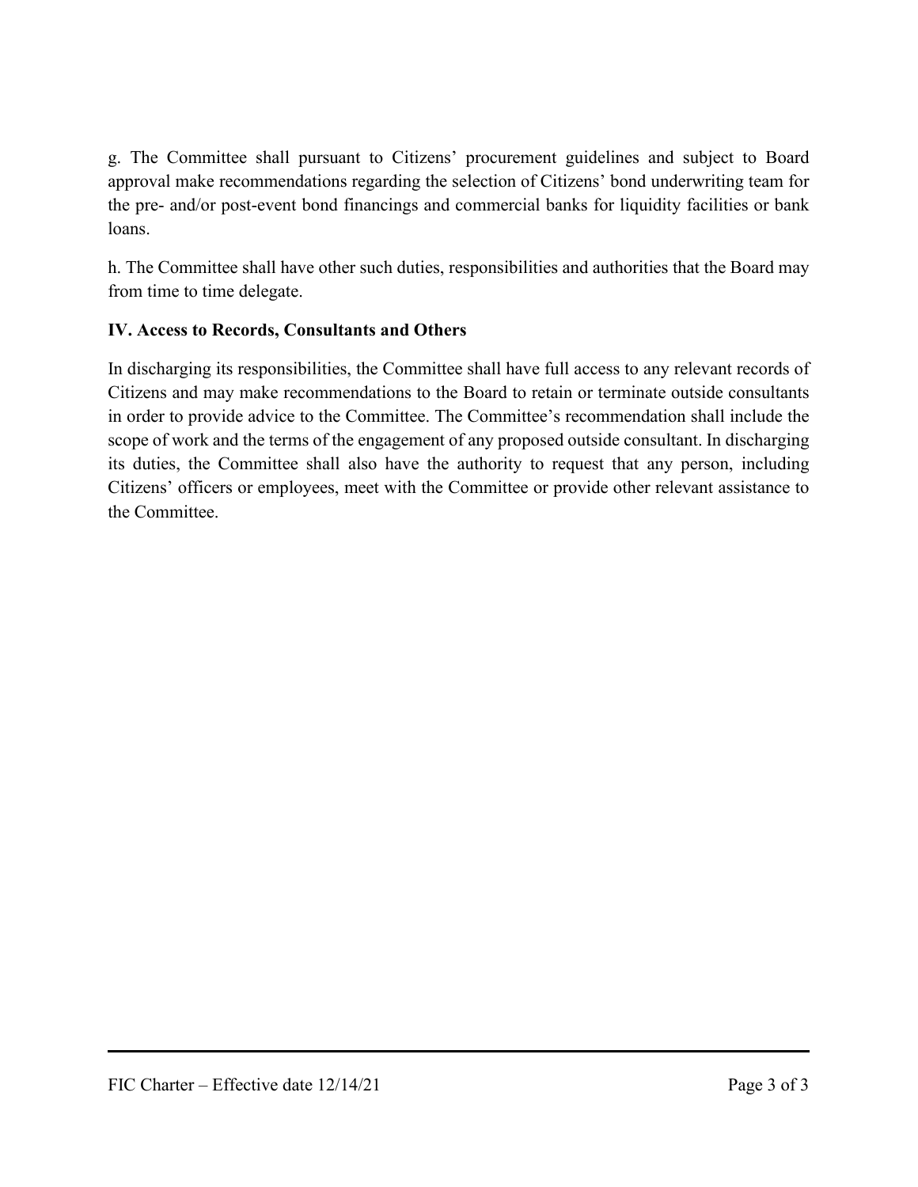g. The Committee shall pursuant to Citizens' procurement guidelines and subject to Board approval make recommendations regarding the selection of Citizens' bond underwriting team for the pre- and/or post-event bond financings and commercial banks for liquidity facilities or bank loans.

h. The Committee shall have other such duties, responsibilities and authorities that the Board may from time to time delegate.

## IV. Access to Records, Consultants and Others

In discharging its responsibilities, the Committee shall have full access to any relevant records of Citizens and may make recommendations to the Board to retain or terminate outside consultants in order to provide advice to the Committee. The Committee's recommendation shall include the scope of work and the terms of the engagement of any proposed outside consultant. In discharging its duties, the Committee shall also have the authority to request that any person, including Citizens' officers or employees, meet with the Committee or provide other relevant assistance to the Committee.